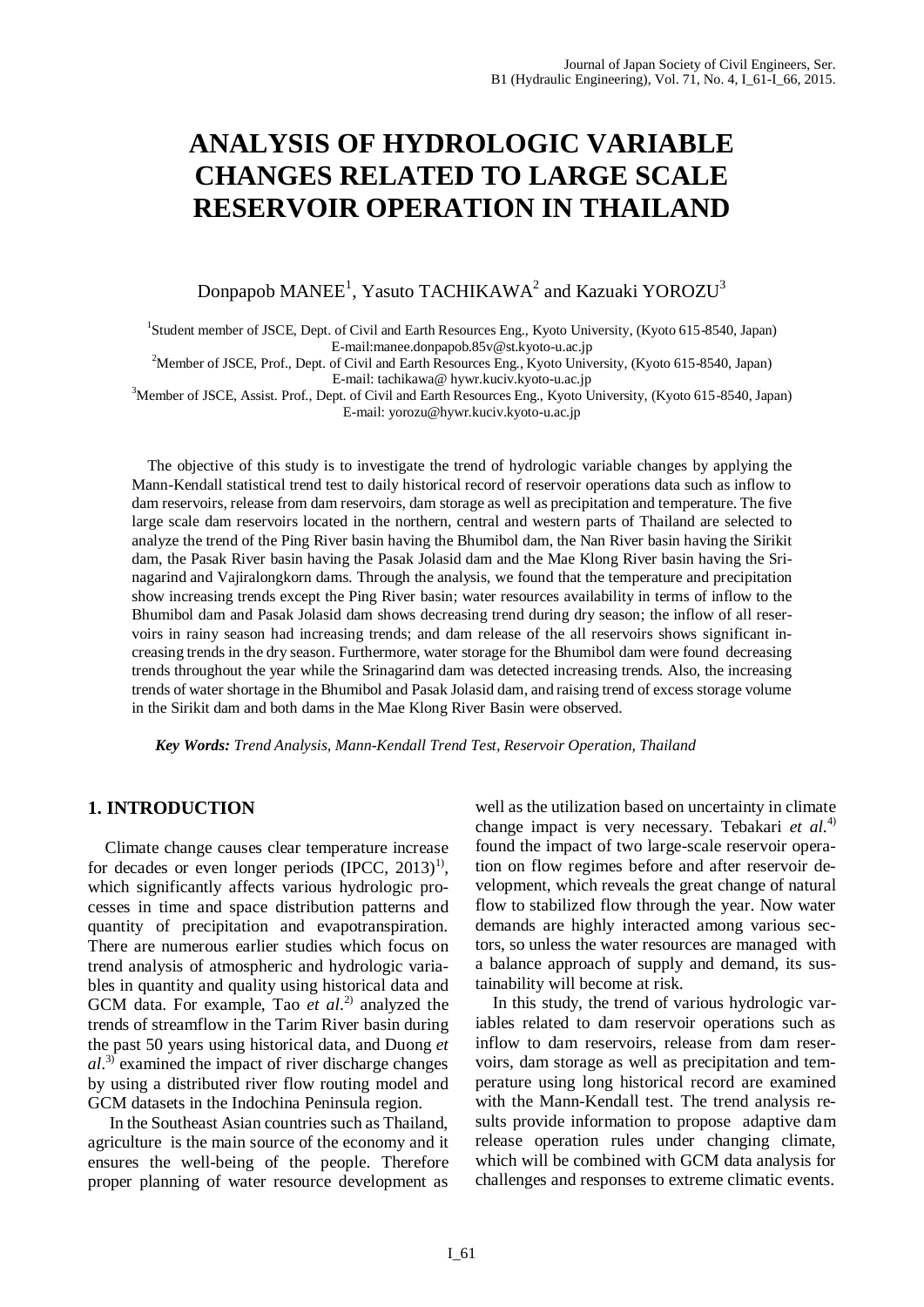# ANALYSIS OF HYDROLOGIC VARIABLE CHANGES RELATED TO LARGE SCALE RESERVOIR OPERATION IN THAILAND

Donpapob MANEE[1], Yasuto TACHIKAWA[2] and Kazuaki YOROZU[3]

[1]Student member of JSCE, Dept. of Civil and Earth Resources Eng., Kyoto University, (Kyoto 615-8540, Japan) E-mail:manee.donpapob.85v@st.kyoto-u.ac.jp

[2]Member of JSCE, Prof., Dept. of Civil and Earth Resources Eng., Kyoto University, (Kyoto 615-8540, Japan) E-mail: tachikawa@ hywr.kuciv.kyoto-u.ac.jp

[3]Member of JSCE, Assist. Prof., Dept. of Civil and Earth Resources Eng., Kyoto University, (Kyoto 615-8540, Japan) E-mail: yorozu@hywr.kuciv.kyoto-u.ac.jp

The objective of this study is to investigate the trend of hydrologic variable changes by applying the Mann-Kendall statistical trend test to daily historical record of reservoir operations data such as inflow to dam reservoirs, release from dam reservoirs, dam storage as well as precipitation and temperature. The five large scale dam reservoirs located in the northern, central and western parts of Thailand are selected to analyze the trend of the Ping River basin having the Bhumibol dam, the Nan River basin having the Sirikit dam, the Pasak River basin having the Pasak Jolasid dam and the Mae Klong River basin having the Srinagarind and Vajiralongkorn dams. Through the analysis, we found that the temperature and precipitation show increasing trends except the Ping River basin; water resources availability in terms of inflow to the Bhumibol dam and Pasak Jolasid dam shows decreasing trend during dry season; the inflow of all reservoirs in rainy season had increasing trends; and dam release of the all reservoirs shows significant increasing trends in the dry season. Furthermore, water storage for the Bhumibol dam were found decreasing trends throughout the year while the Srinagarind dam was detected increasing trends. Also, the increasing trends of water shortage in the Bhumibol and Pasak Jolasid dam, and raising trend of excess storage volume in the Sirikit dam and both dams in the Mae Klong River Basin were observed.

***Key Words:*** *Trend Analysis, Mann-Kendall Trend Test, Reservoir Operation, Thailand*

## 1. INTRODUCTION

Climate change causes clear temperature increase for decades or even longer periods (IPCC, 2013)[1], which significantly affects various hydrologic processes in time and space distribution patterns and quantity of precipitation and evapotranspiration. There are numerous earlier studies which focus on trend analysis of atmospheric and hydrologic variables in quantity and quality using historical data and GCM data. For example, Tao *et al.*[2] analyzed the trends of streamflow in the Tarim River basin during the past 50 years using historical data, and Duong *et al.*[3] examined the impact of river discharge changes by using a distributed river flow routing model and GCM datasets in the Indochina Peninsula region.

In the Southeast Asian countries such as Thailand, agriculture is the main source of the economy and it ensures the well-being of the people. Therefore proper planning of water resource development as well as the utilization based on uncertainty in climate change impact is very necessary. Tebakari *et al.*[4] found the impact of two large-scale reservoir operation on flow regimes before and after reservoir development, which reveals the great change of natural flow to stabilized flow through the year. Now water demands are highly interacted among various sectors, so unless the water resources are managed with a balance approach of supply and demand, its sustainability will become at risk.

In this study, the trend of various hydrologic variables related to dam reservoir operations such as inflow to dam reservoirs, release from dam reservoirs, dam storage as well as precipitation and temperature using long historical record are examined with the Mann-Kendall test. The trend analysis results provide information to propose adaptive dam release operation rules under changing climate, which will be combined with GCM data analysis for challenges and responses to extreme climatic events.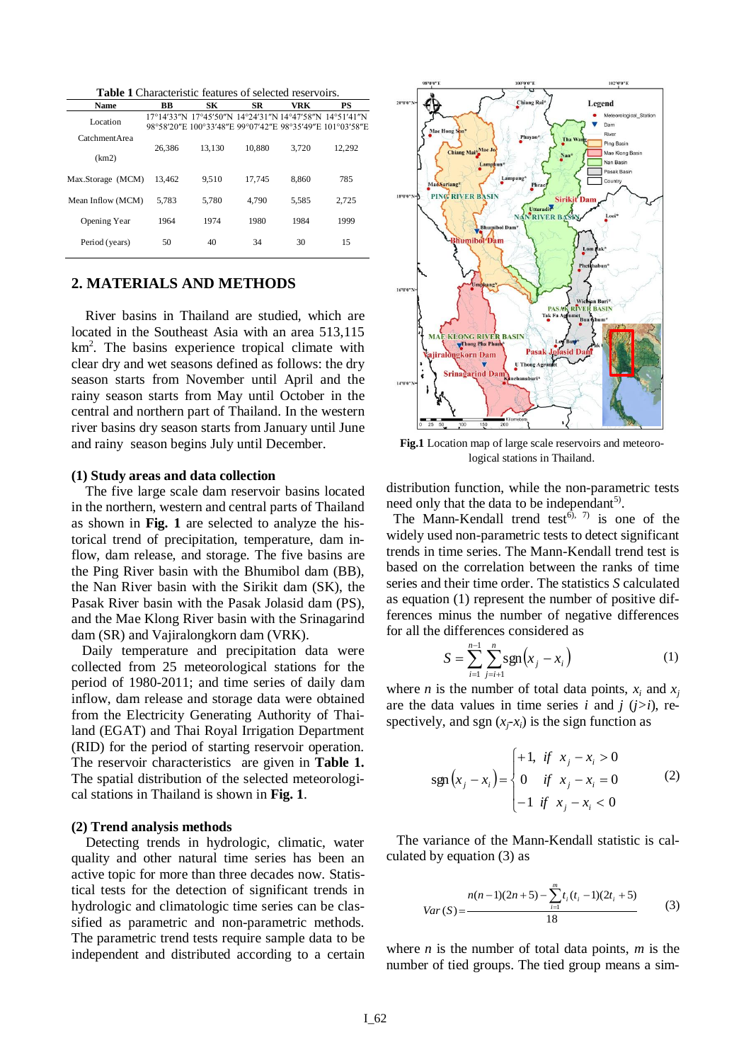**Table 1** Characteristic features of selected reservoirs.

| Name | BB | SK | SR | VRK | PS |
|---|---|---|---|---|---|
| Location | 17°14′33″N 98°58′20″E | 17°45′50″N 100°33′48″E | 14°24′31″N 99°07′42″E | 14°47′58″N 98°35′49″E | 14°51′41″N 101°03′58″E |
| CatchmentArea (km2) | 26,386 | 13,130 | 10,880 | 3,720 | 12,292 |
| Max.Storage (MCM) | 13,462 | 9,510 | 17,745 | 8,860 | 785 |
| Mean Inflow (MCM) | 5,783 | 5,780 | 4,790 | 5,585 | 2,725 |
| Opening Year | 1964 | 1974 | 1980 | 1984 | 1999 |
| Period (years) | 50 | 40 | 34 | 30 | 15 |

## 2. MATERIALS AND METHODS

River basins in Thailand are studied, which are located in the Southeast Asia with an area 513,115 km$^2$. The basins experience tropical climate with clear dry and wet seasons defined as follows: the dry season starts from November until April and the rainy season starts from May until October in the central and northern part of Thailand. In the western river basins dry season starts from January until June and rainy season begins July until December.

### (1) Study areas and data collection

The five large scale dam reservoir basins located in the northern, western and central parts of Thailand as shown in **Fig. 1** are selected to analyze the historical trend of precipitation, temperature, dam inflow, dam release, and storage. The five basins are the Ping River basin with the Bhumibol dam (BB), the Nan River basin with the Sirikit dam (SK), the Pasak River basin with the Pasak Jolasid dam (PS), and the Mae Klong River basin with the Srinagarind dam (SR) and Vajiralongkorn dam (VRK).

Daily temperature and precipitation data were collected from 25 meteorological stations for the period of 1980-2011; and time series of daily dam inflow, dam release and storage data were obtained from the Electricity Generating Authority of Thailand (EGAT) and Thai Royal Irrigation Department (RID) for the period of starting reservoir operation. The reservoir characteristics are given in **Table 1.** The spatial distribution of the selected meteorological stations in Thailand is shown in **Fig. 1**.

### (2) Trend analysis methods

Detecting trends in hydrologic, climatic, water quality and other natural time series has been an active topic for more than three decades now. Statistical tests for the detection of significant trends in hydrologic and climatologic time series can be classified as parametric and non-parametric methods. The parametric trend tests require sample data to be independent and distributed according to a certain distribution function, while the non-parametric tests need only that the data to be independent[5].

**Fig.1** Location map of large scale reservoirs and meteorological stations in Thailand.

The Mann-Kendall trend test[6), 7)] is one of the widely used non-parametric tests to detect significant trends in time series. The Mann-Kendall trend test is based on the correlation between the ranks of time series and their time order. The statistics *S* calculated as equation (1) represent the number of positive differences minus the number of negative differences for all the differences considered as

$$S = \sum_{i=1}^{n-1} \sum_{j=i+1}^{n} \mathrm{sgn}\left(x_j - x_i\right) \tag{1}$$

where $n$ is the number of total data points, $x_i$ and $x_j$ are the data values in time series $i$ and $j$ ($j>i$), respectively, and sgn ($x_j$-$x_i$) is the sign function as

$$\mathrm{sgn}\left(x_j - x_i\right) = \begin{cases} +1, & if \ \ x_j - x_i > 0 \\ 0 & if \ \ x_j - x_i = 0 \\ -1 & if \ \ x_j - x_i < 0 \end{cases} \tag{2}$$

The variance of the Mann-Kendall statistic is calculated by equation (3) as

$$Var\,(S) = \frac{n(n-1)(2n+5) - \sum_{i=1}^{m} t_i(t_i - 1)(2t_i + 5)}{18} \tag{3}$$

where $n$ is the number of total data points, $m$ is the number of tied groups. The tied group means a sim-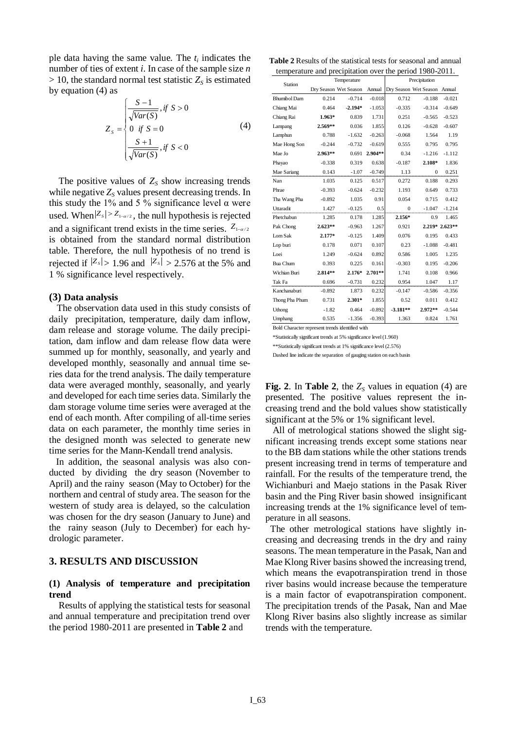ple data having the same value. The $t_i$ indicates the number of ties of extent $i$. In case of the sample size $n > 10$, the standard normal test statistic $Z_S$ is estimated by equation (4) as

$$Z_S = \begin{cases} \dfrac{S-1}{\sqrt{Var(S)}}, if\ S > 0 \\ 0 \ \ if\ S = 0 \\ \dfrac{S+1}{\sqrt{Var(S)}}, if\ S < 0 \end{cases} \tag{4}$$

The positive values of $Z_S$ show increasing trends while negative $Z_S$ values present decreasing trends. In this study the 1% and 5 % significance level α were used. When $|Z_S| > Z_{1-\alpha/2}$, the null hypothesis is rejected and a significant trend exists in the time series. $Z_{1-\alpha/2}$ is obtained from the standard normal distribution table. Therefore, the null hypothesis of no trend is rejected if $|Z_S| > 1.96$ and $|Z_S| > 2.576$ at the 5% and 1 % significance level respectively.

### (3) Data analysis

The observation data used in this study consists of daily precipitation, temperature, daily dam inflow, dam release and storage volume. The daily precipitation, dam inflow and dam release flow data were summed up for monthly, seasonally, and yearly and developed monthly, seasonally and annual time series data for the trend analysis. The daily temperature data were averaged monthly, seasonally, and yearly and developed for each time series data. Similarly the dam storage volume time series were averaged at the end of each month. After compiling of all-time series data on each parameter, the monthly time series in the designed month was selected to generate new time series for the Mann-Kendall trend analysis.

In addition, the seasonal analysis was also conducted by dividing the dry season (November to April) and the rainy season (May to October) for the northern and central of study area. The season for the western of study area is delayed, so the calculation was chosen for the dry season (January to June) and the rainy season (July to December) for each hydrologic parameter.

## 3. RESULTS AND DISCUSSION

### (1) Analysis of temperature and precipitation trend

Results of applying the statistical tests for seasonal and annual temperature and precipitation trend over the period 1980-2011 are presented in **Table 2** and **Fig. 2**. In **Table 2**, the $Z_S$ values in equation (4) are presented. The positive values represent the increasing trend and the bold values show statistically significant at the 5% or 1% significant level.

**Table 2** Results of the statistical tests for seasonal and annual temperature and precipitation over the period 1980-2011.

| Station | Temperature | | | Precipitation | | |
|---|---|---|---|---|---|---|
| | Dry Season | Wet Season | Annual | Dry Season | Wet Season | Annual |
| Bhumibol Dam | 0.214 | -0.714 | -0.018 | 0.712 | -0.188 | -0.021 |
| Chiang Mai | 0.464 | **-2.194*** | -1.053 | -0.335 | -0.314 | -0.649 |
| Chiang Rai | **1.963*** | 0.839 | 1.731 | 0.251 | -0.565 | -0.523 |
| Lampang | **2.569**** | 0.036 | 1.855 | 0.126 | -0.628 | -0.607 |
| Lamphun | 0.788 | -1.632 | -0.263 | -0.068 | 1.564 | 1.19 |
| Mae Hong Son | -0.244 | -0.732 | -0.619 | 0.555 | 0.795 | 0.795 |
| Mae Jo | **2.963**** | 0.691 | **2.904**** | 0.34 | -1.216 | -1.112 |
| Phayao | -0.338 | 0.319 | 0.638 | -0.187 | **2.108*** | 1.836 |
| Mae Sariang | 0.143 | -1.07 | -0.749 | 1.13 | 0 | 0.251 |
| Nan | 1.035 | 0.125 | 0.517 | 0.272 | 0.188 | 0.293 |
| Phrae | -0.393 | -0.624 | -0.232 | 1.193 | 0.649 | 0.733 |
| Tha Wang Pha | -0.892 | 1.035 | 0.91 | 0.054 | 0.715 | 0.412 |
| Uttaradit | 1.427 | -0.125 | 0.5 | 0 | -1.047 | -1.214 |
| Phetchabun | 1.285 | 0.178 | 1.285 | **2.156*** | 0.9 | 1.465 |
| Pak Chong | **2.623**** | -0.963 | 1.267 | 0.921 | **2.219*** | **2.623**** |
| Lom Sak | **2.177*** | -0.125 | 1.409 | 0.076 | 0.195 | 0.433 |
| Lop buri | 0.178 | 0.071 | 0.107 | 0.23 | -1.088 | -0.481 |
| Loei | 1.249 | -0.624 | 0.892 | 0.586 | 1.005 | 1.235 |
| Bua Chum | 0.393 | 0.225 | 0.161 | -0.303 | 0.195 | -0.206 |
| Wichian Buri | **2.814**** | **2.176*** | **2.701**** | 1.741 | 0.108 | 0.966 |
| Tak Fa | 0.696 | -0.731 | 0.232 | 0.954 | 1.047 | 1.17 |
| Kanchanaburi | -0.892 | 1.873 | 0.232 | -0.147 | -0.586 | -0.356 |
| Thong Pha Phum | 0.731 | **2.301*** | 1.855 | 0.52 | 0.011 | 0.412 |
| Uthong | -1.82 | 0.464 | -0.892 | **-3.181**** | **2.972**** | -0.544 |
| Umphang | 0.535 | -1.356 | -0.393 | 1.363 | 0.824 | 1.761 |

Bold Character represent trends identified with

*Statistically significant trends at 5% significance level (1.960)

**Statistically significant trends at 1% significance level (2.576)

Dashed line indicate the separation of gauging station on each basin

All of metrological stations showed the slight significant increasing trends except some stations near to the BB dam stations while the other stations trends present increasing trend in terms of temperature and rainfall. For the results of the temperature trend, the Wichianburi and Maejo stations in the Pasak River basin and the Ping River basin showed insignificant increasing trends at the 1% significance level of temperature in all seasons.

The other metrological stations have slightly increasing and decreasing trends in the dry and rainy seasons. The mean temperature in the Pasak, Nan and Mae Klong River basins showed the increasing trend, which means the evapotranspiration trend in those river basins would increase because the temperature is a main factor of evapotranspiration component. The precipitation trends of the Pasak, Nan and Mae Klong River basins also slightly increase as similar trends with the temperature.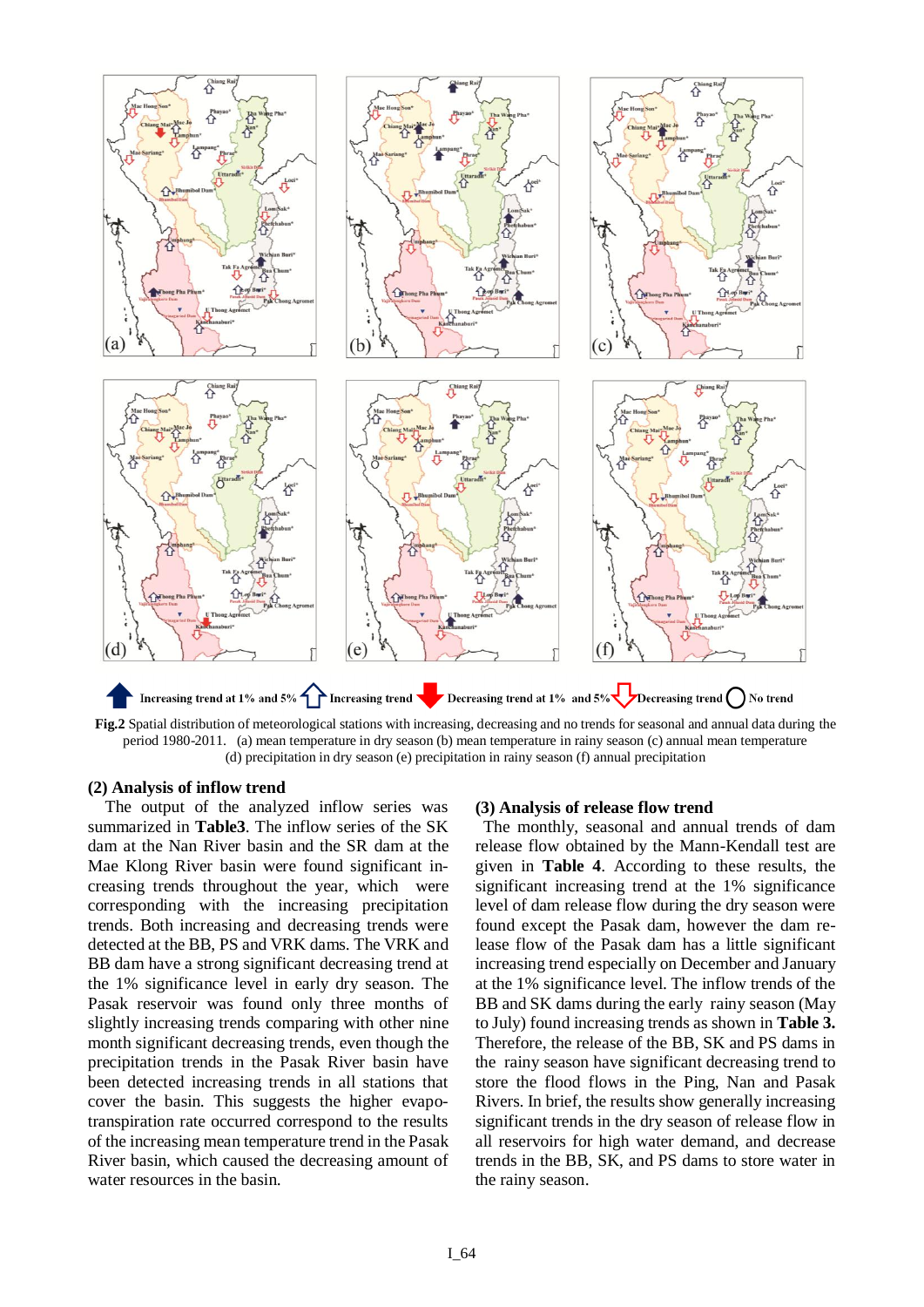Increasing trend at 1% and 5% Increasing trend Decreasing trend at 1% and 5% Decreasing trend No trend

**Fig.2** Spatial distribution of meteorological stations with increasing, decreasing and no trends for seasonal and annual data during the period 1980-2011. (a) mean temperature in dry season (b) mean temperature in rainy season (c) annual mean temperature (d) precipitation in dry season (e) precipitation in rainy season (f) annual precipitation

### (2) Analysis of inflow trend

The output of the analyzed inflow series was summarized in **Table3**. The inflow series of the SK dam at the Nan River basin and the SR dam at the Mae Klong River basin were found significant increasing trends throughout the year, which were corresponding with the increasing precipitation trends. Both increasing and decreasing trends were detected at the BB, PS and VRK dams. The VRK and BB dam have a strong significant decreasing trend at the 1% significance level in early dry season. The Pasak reservoir was found only three months of slightly increasing trends comparing with other nine month significant decreasing trends, even though the precipitation trends in the Pasak River basin have been detected increasing trends in all stations that cover the basin. This suggests the higher evapo-transpiration rate occurred correspond to the results of the increasing mean temperature trend in the Pasak River basin, which caused the decreasing amount of water resources in the basin.

### (3) Analysis of release flow trend

The monthly, seasonal and annual trends of dam release flow obtained by the Mann-Kendall test are given in **Table 4**. According to these results, the significant increasing trend at the 1% significance level of dam release flow during the dry season were found except the Pasak dam, however the dam release flow of the Pasak dam has a little significant increasing trend especially on December and January at the 1% significance level. The inflow trends of the BB and SK dams during the early rainy season (May to July) found increasing trends as shown in **Table 3.** Therefore, the release of the BB, SK and PS dams in the rainy season have significant decreasing trend to store the flood flows in the Ping, Nan and Pasak Rivers. In brief, the results show generally increasing significant trends in the dry season of release flow in all reservoirs for high water demand, and decrease trends in the BB, SK, and PS dams to store water in the rainy season.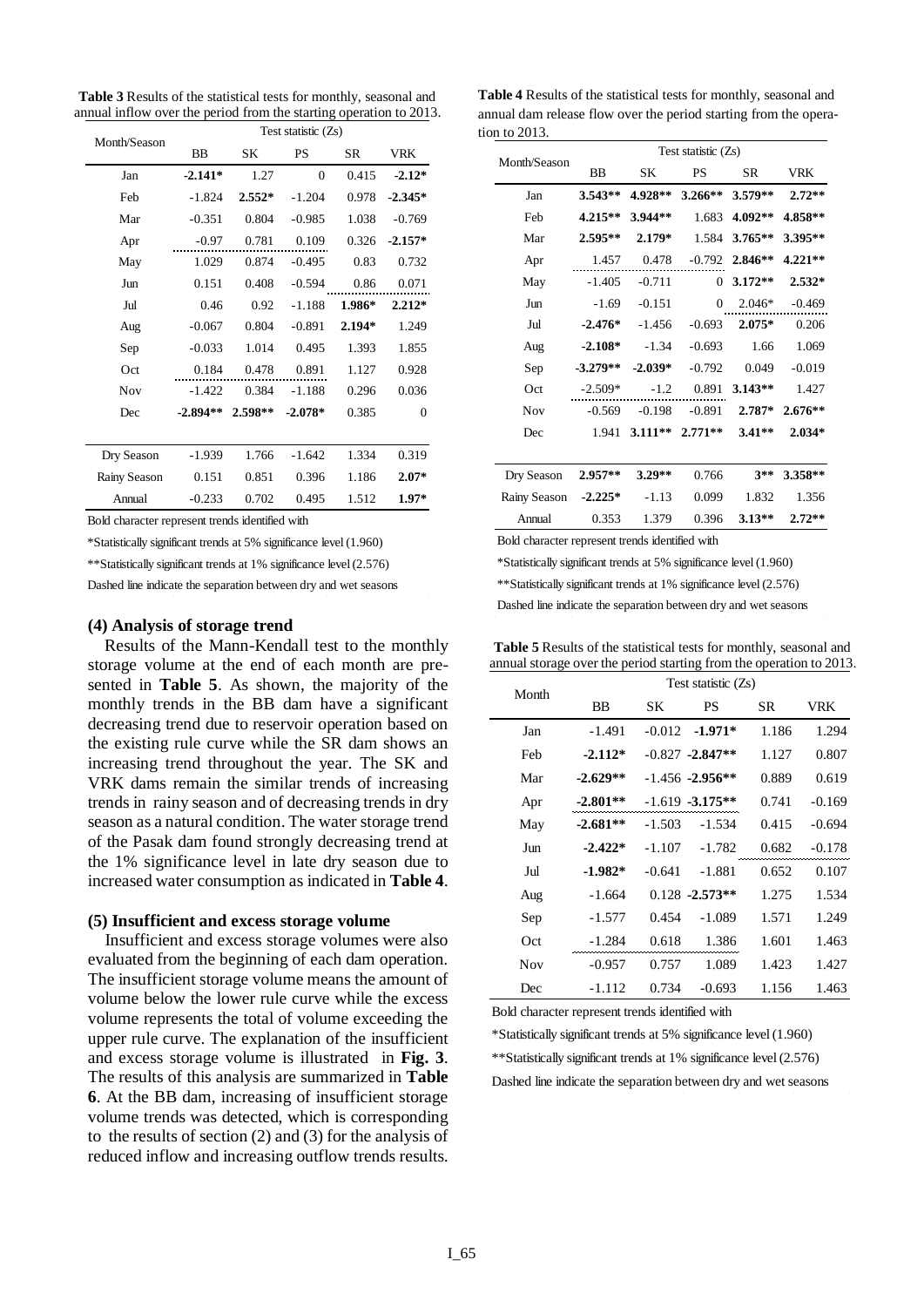**Table 3** Results of the statistical tests for monthly, seasonal and annual inflow over the period from the starting operation to 2013.

| Month/Season | Test statistic (Zs) | | | | |
|---|---|---|---|---|---|
| | BB | SK | PS | SR | VRK |
| Jan | **-2.141*** | 1.27 | 0 | 0.415 | **-2.12*** |
| Feb | -1.824 | **2.552*** | -1.204 | 0.978 | **-2.345*** |
| Mar | -0.351 | 0.804 | -0.985 | 1.038 | -0.769 |
| Apr | -0.97 | 0.781 | 0.109 | 0.326 | **-2.157*** |
| May | 1.029 | 0.874 | -0.495 | 0.83 | 0.732 |
| Jun | 0.151 | 0.408 | -0.594 | 0.86 | 0.071 |
| Jul | 0.46 | 0.92 | -1.188 | **1.986*** | **2.212*** |
| Aug | -0.067 | 0.804 | -0.891 | **2.194*** | 1.249 |
| Sep | -0.033 | 1.014 | 0.495 | 1.393 | 1.855 |
| Oct | 0.184 | 0.478 | 0.891 | 1.127 | 0.928 |
| Nov | -1.422 | 0.384 | -1.188 | 0.296 | 0.036 |
| Dec | **-2.894**** | **2.598**** | **-2.078*** | 0.385 | 0 |
| Dry Season | -1.939 | 1.766 | -1.642 | 1.334 | 0.319 |
| Rainy Season | 0.151 | 0.851 | 0.396 | 1.186 | **2.07*** |
| Annual | -0.233 | 0.702 | 0.495 | 1.512 | **1.97*** |

Bold character represent trends identified with

*Statistically significant trends at 5% significance level (1.960)

**Statistically significant trends at 1% significance level (2.576)

Dashed line indicate the separation between dry and wet seasons

### (4) Analysis of storage trend

Results of the Mann-Kendall test to the monthly storage volume at the end of each month are presented in **Table 5**. As shown, the majority of the monthly trends in the BB dam have a significant decreasing trend due to reservoir operation based on the existing rule curve while the SR dam shows an increasing trend throughout the year. The SK and VRK dams remain the similar trends of increasing trends in rainy season and of decreasing trends in dry season as a natural condition. The water storage trend of the Pasak dam found strongly decreasing trend at the 1% significance level in late dry season due to increased water consumption as indicated in **Table 4**.

### (5) Insufficient and excess storage volume

Insufficient and excess storage volumes were also evaluated from the beginning of each dam operation. The insufficient storage volume means the amount of volume below the lower rule curve while the excess volume represents the total of volume exceeding the upper rule curve. The explanation of the insufficient and excess storage volume is illustrated in **Fig. 3**. The results of this analysis are summarized in **Table 6**. At the BB dam, increasing of insufficient storage volume trends was detected, which is corresponding to the results of section (2) and (3) for the analysis of reduced inflow and increasing outflow trends results.

**Table 4** Results of the statistical tests for monthly, seasonal and annual dam release flow over the period starting from the operation to 2013.

| Month/Season | Test statistic (Zs) | | | | |
|---|---|---|---|---|---|
| | BB | SK | PS | SR | VRK |
| Jan | **3.543**** | **4.928**** | **3.266**** | **3.579**** | **2.72**** |
| Feb | **4.215**** | **3.944**** | 1.683 | **4.092**** | **4.858**** |
| Mar | **2.595**** | **2.179*** | 1.584 | **3.765**** | **3.395**** |
| Apr | 1.457 | 0.478 | -0.792 | **2.846**** | **4.221**** |
| May | -1.405 | -0.711 | 0 | **3.172**** | **2.532*** |
| Jun | -1.69 | -0.151 | 0 | 2.046* | -0.469 |
| Jul | **-2.476*** | -1.456 | -0.693 | **2.075*** | 0.206 |
| Aug | **-2.108*** | -1.34 | -0.693 | 1.66 | 1.069 |
| Sep | **-3.279**** | **-2.039*** | -0.792 | 0.049 | -0.019 |
| Oct | -2.509* | -1.2 | 0.891 | **3.143**** | 1.427 |
| Nov | -0.569 | -0.198 | -0.891 | **2.787*** | **2.676**** |
| Dec | 1.941 | **3.111**** | **2.771**** | **3.41**** | **2.034*** |
| Dry Season | **2.957**** | **3.29**** | 0.766 | **3**** | **3.358**** |
| Rainy Season | **-2.225*** | -1.13 | 0.099 | 1.832 | 1.356 |
| Annual | 0.353 | 1.379 | 0.396 | **3.13**** | **2.72**** |

Bold character represent trends identified with

*Statistically significant trends at 5% significance level (1.960)

**Statistically significant trends at 1% significance level (2.576)

Dashed line indicate the separation between dry and wet seasons

**Table 5** Results of the statistical tests for monthly, seasonal and annual storage over the period starting from the operation to 2013.

| Month | Test statistic (Zs) | | | | |
|---|---|---|---|---|---|
| | BB | SK | PS | SR | VRK |
| Jan | -1.491 | -0.012 | **-1.971*** | 1.186 | 1.294 |
| Feb | **-2.112*** | -0.827 | **-2.847**** | 1.127 | 0.807 |
| Mar | **-2.629**** | -1.456 | **-2.956**** | 0.889 | 0.619 |
| Apr | **-2.801**** | -1.619 | **-3.175**** | 0.741 | -0.169 |
| May | **-2.681**** | -1.503 | -1.534 | 0.415 | -0.694 |
| Jun | **-2.422*** | -1.107 | -1.782 | 0.682 | -0.178 |
| Jul | **-1.982*** | -0.641 | -1.881 | 0.652 | 0.107 |
| Aug | -1.664 | 0.128 | **-2.573**** | 1.275 | 1.534 |
| Sep | -1.577 | 0.454 | -1.089 | 1.571 | 1.249 |
| Oct | -1.284 | 0.618 | 1.386 | 1.601 | 1.463 |
| Nov | -0.957 | 0.757 | 1.089 | 1.423 | 1.427 |
| Dec | -1.112 | 0.734 | -0.693 | 1.156 | 1.463 |

Bold character represent trends identified with

*Statistically significant trends at 5% significance level (1.960)

**Statistically significant trends at 1% significance level (2.576)

Dashed line indicate the separation between dry and wet seasons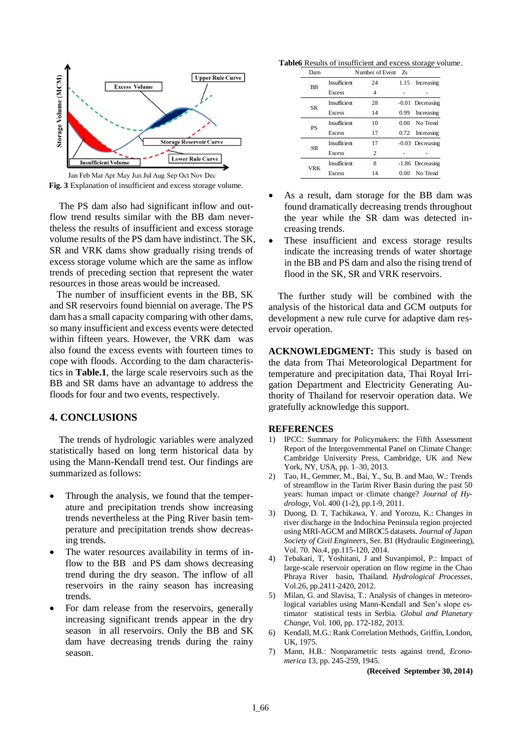Upper Rule Curve

Excess Volume

Storage Volume (MCM)

Storage Reservoir Curve

Lower Rule Curve

Insufficient Volume

Jan Feb Mar Apr May Jun Jul Aug Sep Oct Nov Dec

**Fig. 3** Explanation of insufficient and excess storage volume.

The PS dam also had significant inflow and outflow trend results similar with the BB dam nevertheless the results of insufficient and excess storage volume results of the PS dam have indistinct. The SK, SR and VRK dams show gradually rising trends of excess storage volume which are the same as inflow trends of preceding section that represent the water resources in those areas would be increased.

The number of insufficient events in the BB, SK and SR reservoirs found biennial on average. The PS dam has a small capacity comparing with other dams, so many insufficient and excess events were detected within fifteen years. However, the VRK dam was also found the excess events with fourteen times to cope with floods. According to the dam characteristics in **Table.1**, the large scale reservoirs such as the BB and SR dams have an advantage to address the floods for four and two events, respectively.

## 4. CONCLUSIONS

The trends of hydrologic variables were analyzed statistically based on long term historical data by using the Mann-Kendall trend test. Our findings are summarized as follows:

- Through the analysis, we found that the temperature and precipitation trends show increasing trends nevertheless at the Ping River basin temperature and precipitation trends show decreasing trends.
- The water resources availability in terms of inflow to the BB and PS dam shows decreasing trend during the dry season. The inflow of all reservoirs in the rainy season has increasing trends.
- For dam release from the reservoirs, generally increasing significant trends appear in the dry season in all reservoirs. Only the BB and SK dam have decreasing trends during the rainy season.

**Table6** Results of insufficient and excess storage volume.

| Dam | | Number of Event | Zs | |
|---|---|---|---|---|
| BB | Insufficient | 24 | 1.15 | Increasing |
| | Excess | 4 | - | - |
| SK | Insufficient | 28 | -0.01 | Decreasing |
| | Excess | 14 | 0.99 | Increasing |
| PS | Insufficient | 10 | 0.00 | No Trend |
| | Excess | 17 | 0.72 | Increasing |
| SR | Insufficient | 17 | -0.03 | Decreasing |
| | Excess | 2 | - | - |
| VRK | Insufficient | 8 | -1.86 | Decreasing |
| | Excess | 14 | 0.00 | No Trend |

- As a result, dam storage for the BB dam was found dramatically decreasing trends throughout the year while the SR dam was detected increasing trends.
- These insufficient and excess storage results indicate the increasing trends of water shortage in the BB and PS dam and also the rising trend of flood in the SK, SR and VRK reservoirs.

The further study will be combined with the analysis of the historical data and GCM outputs for development a new rule curve for adaptive dam reservoir operation.

**ACKNOWLEDGMENT:** This study is based on the data from Thai Meteorological Department for temperature and precipitation data, Thai Royal Irrigation Department and Electricity Generating Authority of Thailand for reservoir operation data. We gratefully acknowledge this support.

## REFERENCES

1) IPCC: Summary for Policymakers: the Fifth Assessment Report of the Intergovernmental Panel on Climate Change: Cambridge University Press, Cambridge, UK and New York, NY, USA, pp. 1–30, 2013.
2) Tao, H., Gemmer, M., Bai, Y., Su, B. and Mao, W.: Trends of streamflow in the Tarim River Basin during the past 50 years: human impact or climate change? *Journal of Hydrology*, Vol. 400 (1-2), pp.1-9, 2011.
3) Duong, D. T, Tachikawa, Y. and Yorozu, K.: Changes in river discharge in the Indochina Peninsula region projected using MRI-AGCM and MIROC5 datasets. *Journal of Japan Society of Civil Engineers*, Ser. B1 (Hydraulic Engineering), Vol. 70. No.4, pp.115-120, 2014.
4) Tebakari, T, Yoshitani, J and Suvanpimol, P.: Impact of large-scale reservoir operation on flow regime in the Chao Phraya River basin, Thailand. *Hydrological Processes*, Vol.26, pp.2411-2420, 2012.
5) Milan, G. and Slavisa, T.: Analysis of changes in meteorological variables using Mann-Kendall and Sen's slope estimator statistical tests in Serbia. *Global and Planetary Change*, Vol. 100, pp. 172-182, 2013.
6) Kendall, M.G.: Rank Correlation Methods, Griffin, London, UK, 1975.
7) Mann, H.B.: Nonparametric tests against trend, *Econometrica* 13, pp. 245-259, 1945.

**(Received September 30, 2014)**